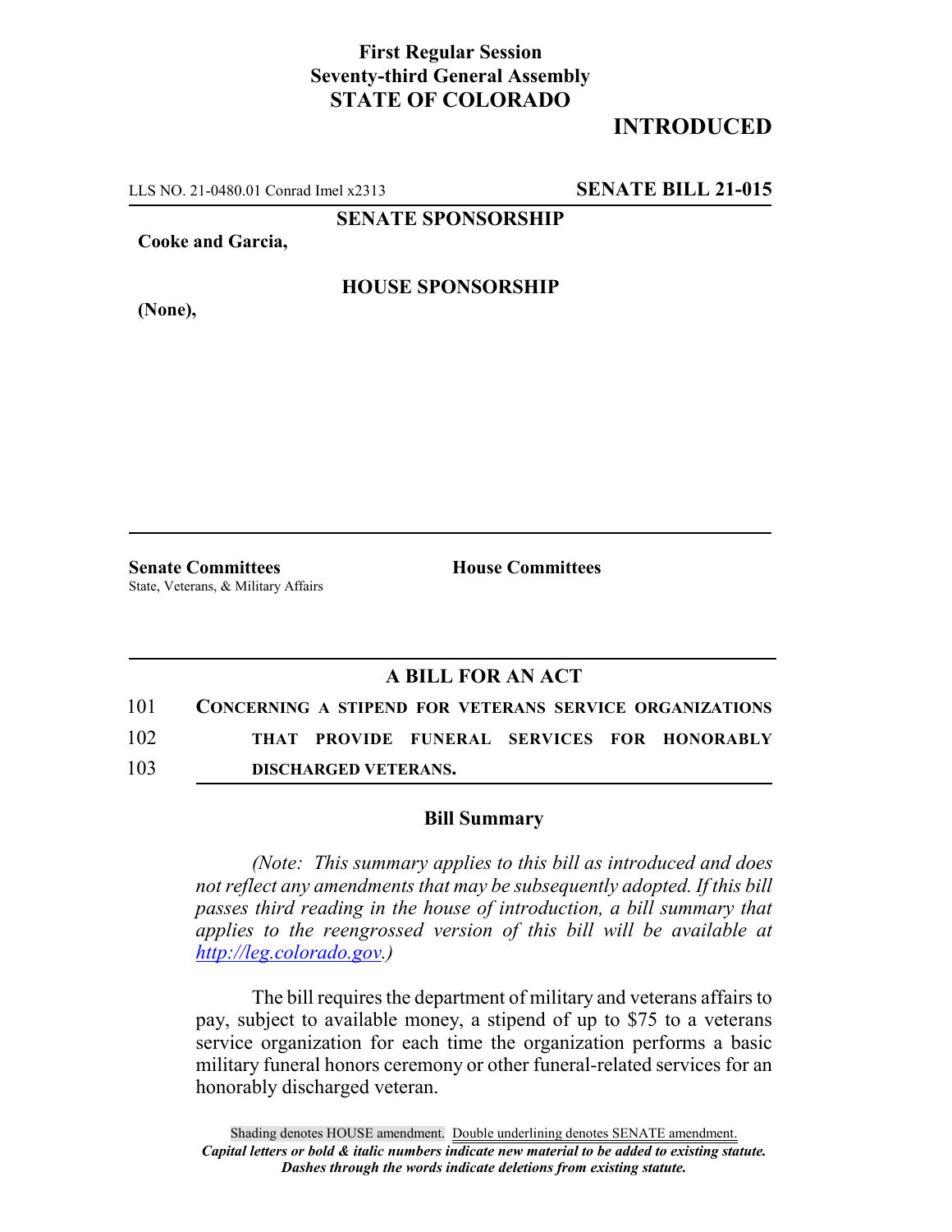**First Regular Session**
**Seventy-third General Assembly**
**STATE OF COLORADO**

# INTRODUCED

LLS NO. 21-0480.01 Conrad Imel x2313 **SENATE BILL 21-015**

**SENATE SPONSORSHIP**

**Cooke and Garcia,**

**HOUSE SPONSORSHIP**

**(None),**

**Senate Committees**
State, Veterans, & Military Affairs

**House Committees**

## A BILL FOR AN ACT

101 **CONCERNING A STIPEND FOR VETERANS SERVICE ORGANIZATIONS**
102 **THAT PROVIDE FUNERAL SERVICES FOR HONORABLY**
103 **DISCHARGED VETERANS.**

### Bill Summary

*(Note: This summary applies to this bill as introduced and does not reflect any amendments that may be subsequently adopted. If this bill passes third reading in the house of introduction, a bill summary that applies to the reengrossed version of this bill will be available at http://leg.colorado.gov.)*

The bill requires the department of military and veterans affairs to pay, subject to available money, a stipend of up to $75 to a veterans service organization for each time the organization performs a basic military funeral honors ceremony or other funeral-related services for an honorably discharged veteran.

Shading denotes HOUSE amendment. Double underlining denotes SENATE amendment.
***Capital letters or bold & italic numbers indicate new material to be added to existing statute.***
***Dashes through the words indicate deletions from existing statute.***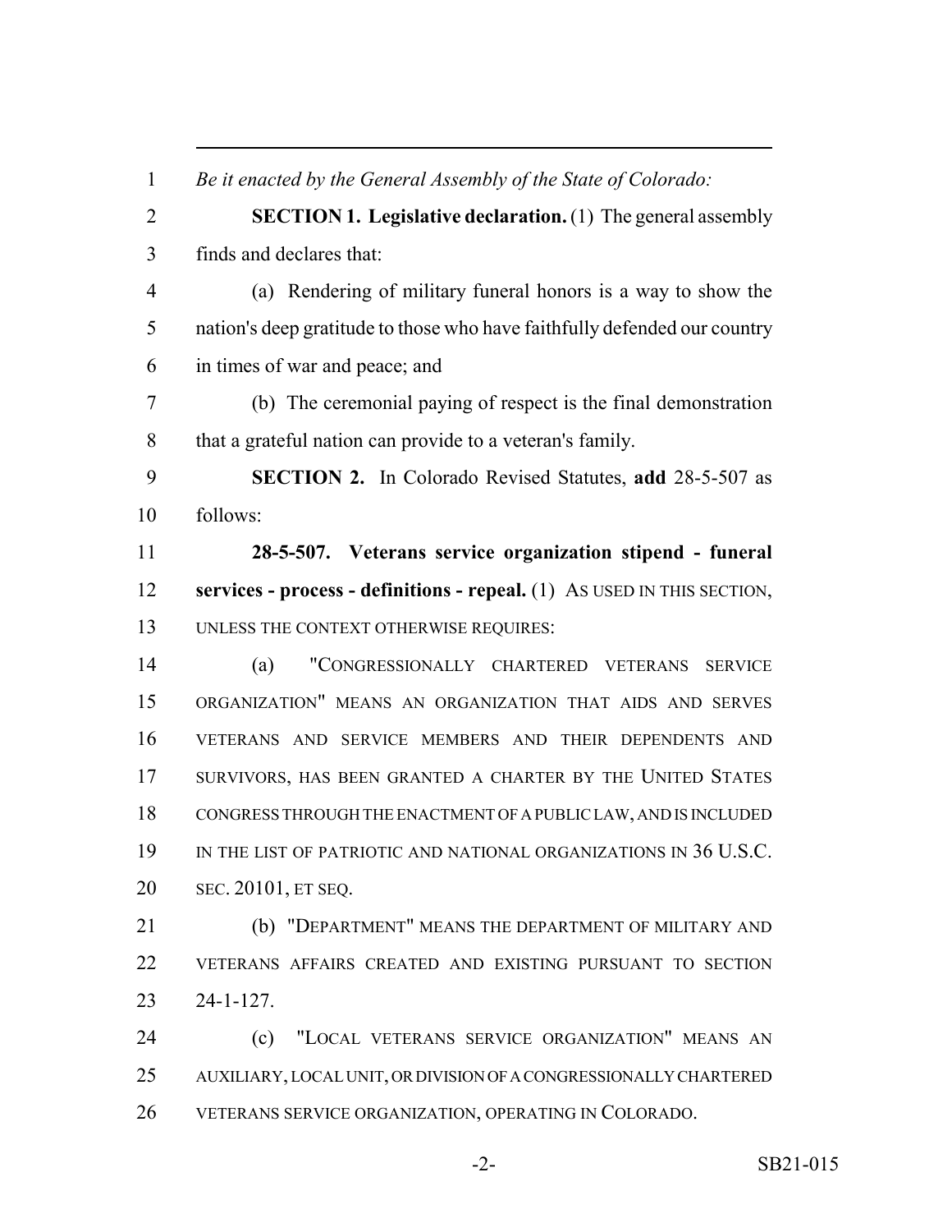*Be it enacted by the General Assembly of the State of Colorado:*

**SECTION 1. Legislative declaration.** (1) The general assembly finds and declares that:

(a) Rendering of military funeral honors is a way to show the nation's deep gratitude to those who have faithfully defended our country in times of war and peace; and

(b) The ceremonial paying of respect is the final demonstration that a grateful nation can provide to a veteran's family.

**SECTION 2.** In Colorado Revised Statutes, **add** 28-5-507 as follows:

**28-5-507. Veterans service organization stipend - funeral services - process - definitions - repeal.** (1) AS USED IN THIS SECTION, UNLESS THE CONTEXT OTHERWISE REQUIRES:

(a) "CONGRESSIONALLY CHARTERED VETERANS SERVICE ORGANIZATION" MEANS AN ORGANIZATION THAT AIDS AND SERVES VETERANS AND SERVICE MEMBERS AND THEIR DEPENDENTS AND SURVIVORS, HAS BEEN GRANTED A CHARTER BY THE UNITED STATES CONGRESS THROUGH THE ENACTMENT OF A PUBLIC LAW, AND IS INCLUDED IN THE LIST OF PATRIOTIC AND NATIONAL ORGANIZATIONS IN 36 U.S.C. SEC. 20101, ET SEQ.

(b) "DEPARTMENT" MEANS THE DEPARTMENT OF MILITARY AND VETERANS AFFAIRS CREATED AND EXISTING PURSUANT TO SECTION 24-1-127.

(c) "LOCAL VETERANS SERVICE ORGANIZATION" MEANS AN AUXILIARY, LOCAL UNIT, OR DIVISION OF A CONGRESSIONALLY CHARTERED VETERANS SERVICE ORGANIZATION, OPERATING IN COLORADO.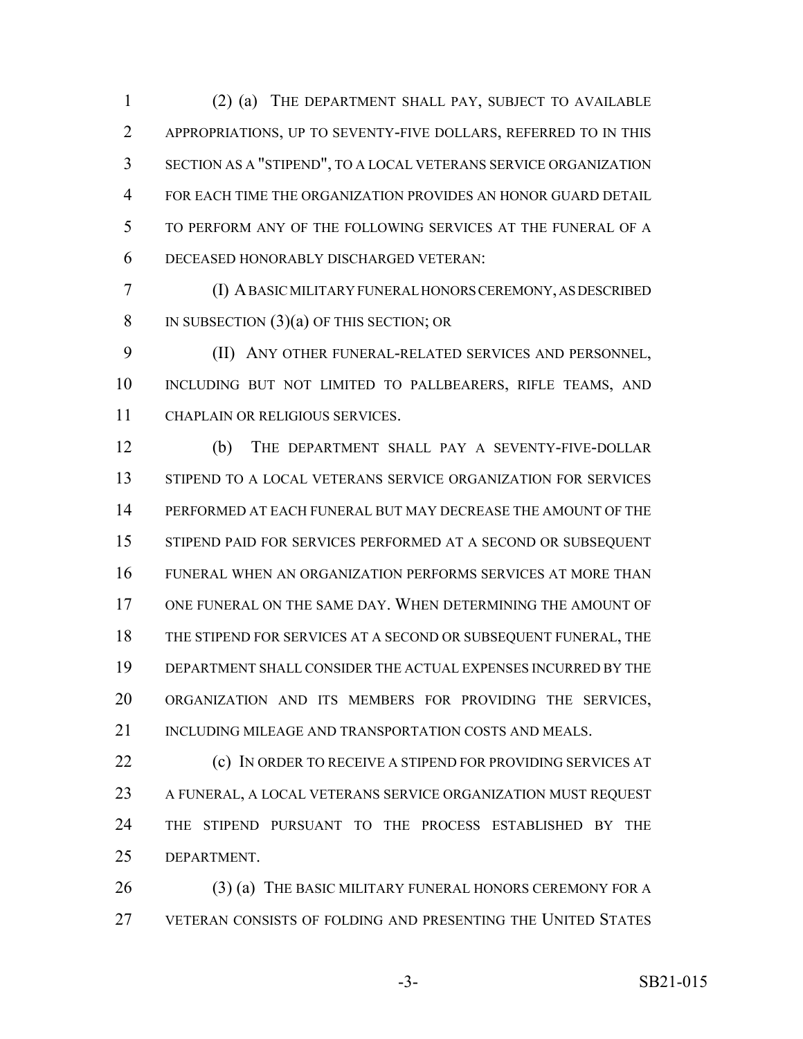(2) (a) THE DEPARTMENT SHALL PAY, SUBJECT TO AVAILABLE APPROPRIATIONS, UP TO SEVENTY-FIVE DOLLARS, REFERRED TO IN THIS SECTION AS A "STIPEND", TO A LOCAL VETERANS SERVICE ORGANIZATION FOR EACH TIME THE ORGANIZATION PROVIDES AN HONOR GUARD DETAIL TO PERFORM ANY OF THE FOLLOWING SERVICES AT THE FUNERAL OF A DECEASED HONORABLY DISCHARGED VETERAN:

(I) A BASIC MILITARY FUNERAL HONORS CEREMONY, AS DESCRIBED IN SUBSECTION (3)(a) OF THIS SECTION; OR

(II) ANY OTHER FUNERAL-RELATED SERVICES AND PERSONNEL, INCLUDING BUT NOT LIMITED TO PALLBEARERS, RIFLE TEAMS, AND CHAPLAIN OR RELIGIOUS SERVICES.

(b) THE DEPARTMENT SHALL PAY A SEVENTY-FIVE-DOLLAR STIPEND TO A LOCAL VETERANS SERVICE ORGANIZATION FOR SERVICES PERFORMED AT EACH FUNERAL BUT MAY DECREASE THE AMOUNT OF THE STIPEND PAID FOR SERVICES PERFORMED AT A SECOND OR SUBSEQUENT FUNERAL WHEN AN ORGANIZATION PERFORMS SERVICES AT MORE THAN ONE FUNERAL ON THE SAME DAY. WHEN DETERMINING THE AMOUNT OF THE STIPEND FOR SERVICES AT A SECOND OR SUBSEQUENT FUNERAL, THE DEPARTMENT SHALL CONSIDER THE ACTUAL EXPENSES INCURRED BY THE ORGANIZATION AND ITS MEMBERS FOR PROVIDING THE SERVICES, INCLUDING MILEAGE AND TRANSPORTATION COSTS AND MEALS.

(c) IN ORDER TO RECEIVE A STIPEND FOR PROVIDING SERVICES AT A FUNERAL, A LOCAL VETERANS SERVICE ORGANIZATION MUST REQUEST THE STIPEND PURSUANT TO THE PROCESS ESTABLISHED BY THE DEPARTMENT.

(3) (a) THE BASIC MILITARY FUNERAL HONORS CEREMONY FOR A VETERAN CONSISTS OF FOLDING AND PRESENTING THE UNITED STATES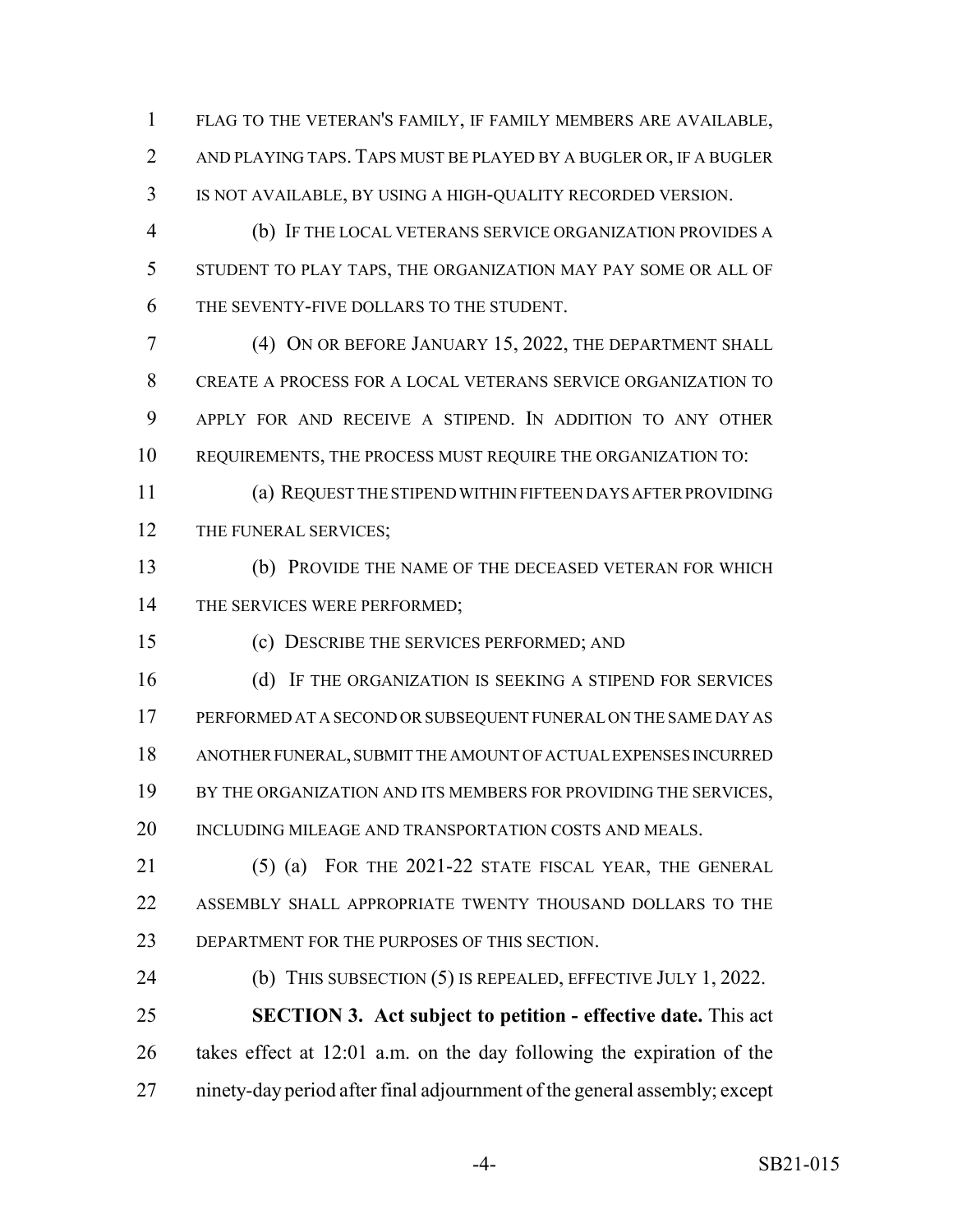FLAG TO THE VETERAN'S FAMILY, IF FAMILY MEMBERS ARE AVAILABLE, AND PLAYING TAPS. TAPS MUST BE PLAYED BY A BUGLER OR, IF A BUGLER IS NOT AVAILABLE, BY USING A HIGH-QUALITY RECORDED VERSION.

(b) IF THE LOCAL VETERANS SERVICE ORGANIZATION PROVIDES A STUDENT TO PLAY TAPS, THE ORGANIZATION MAY PAY SOME OR ALL OF THE SEVENTY-FIVE DOLLARS TO THE STUDENT.

(4) ON OR BEFORE JANUARY 15, 2022, THE DEPARTMENT SHALL CREATE A PROCESS FOR A LOCAL VETERANS SERVICE ORGANIZATION TO APPLY FOR AND RECEIVE A STIPEND. IN ADDITION TO ANY OTHER REQUIREMENTS, THE PROCESS MUST REQUIRE THE ORGANIZATION TO:

(a) REQUEST THE STIPEND WITHIN FIFTEEN DAYS AFTER PROVIDING THE FUNERAL SERVICES;

(b) PROVIDE THE NAME OF THE DECEASED VETERAN FOR WHICH THE SERVICES WERE PERFORMED;

(c) DESCRIBE THE SERVICES PERFORMED; AND

(d) IF THE ORGANIZATION IS SEEKING A STIPEND FOR SERVICES PERFORMED AT A SECOND OR SUBSEQUENT FUNERAL ON THE SAME DAY AS ANOTHER FUNERAL, SUBMIT THE AMOUNT OF ACTUAL EXPENSES INCURRED BY THE ORGANIZATION AND ITS MEMBERS FOR PROVIDING THE SERVICES, INCLUDING MILEAGE AND TRANSPORTATION COSTS AND MEALS.

(5) (a) FOR THE 2021-22 STATE FISCAL YEAR, THE GENERAL ASSEMBLY SHALL APPROPRIATE TWENTY THOUSAND DOLLARS TO THE DEPARTMENT FOR THE PURPOSES OF THIS SECTION.

(b) THIS SUBSECTION (5) IS REPEALED, EFFECTIVE JULY 1, 2022.

**SECTION 3. Act subject to petition - effective date.** This act takes effect at 12:01 a.m. on the day following the expiration of the ninety-day period after final adjournment of the general assembly; except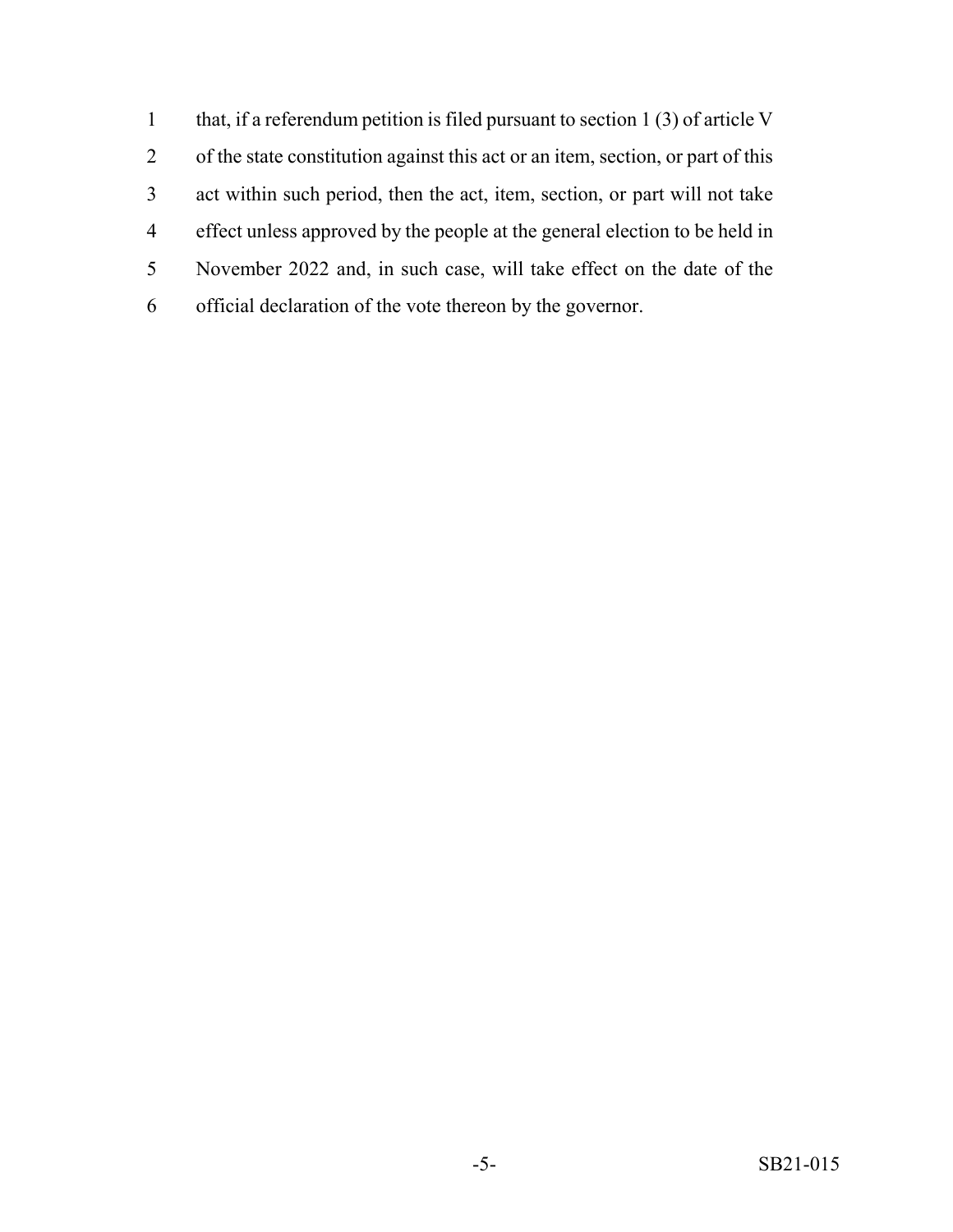that, if a referendum petition is filed pursuant to section 1 (3) of article V of the state constitution against this act or an item, section, or part of this act within such period, then the act, item, section, or part will not take effect unless approved by the people at the general election to be held in November 2022 and, in such case, will take effect on the date of the official declaration of the vote thereon by the governor.